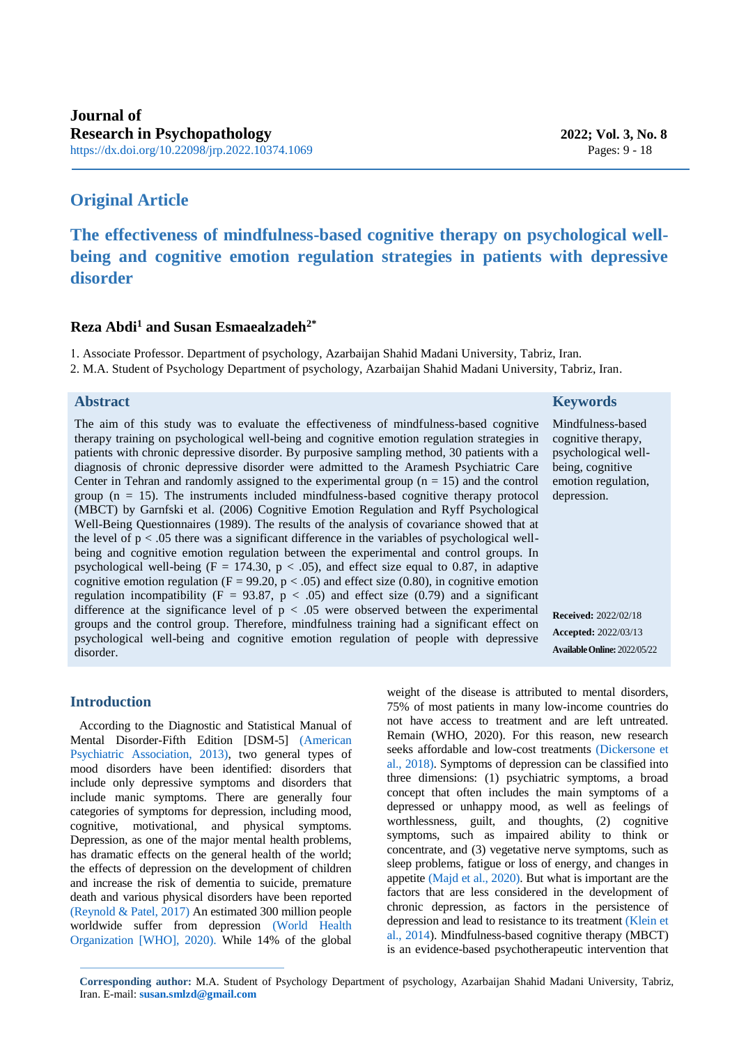**Journal of Research in Psychopathology**
https://dx.doi.org/10.22098/jrp.2022.10374.1069

## Original Article

# The effectiveness of mindfulness-based cognitive therapy on psychological well-being and cognitive emotion regulation strategies in patients with depressive disorder

**Reza Abdi[1] and Susan Esmaealzadeh[2*]**

1. Associate Professor. Department of psychology, Azarbaijan Shahid Madani University, Tabriz, Iran.
2. M.A. Student of Psychology Department of psychology, Azarbaijan Shahid Madani University, Tabriz, Iran.

## Abstract

The aim of this study was to evaluate the effectiveness of mindfulness-based cognitive therapy training on psychological well-being and cognitive emotion regulation strategies in patients with chronic depressive disorder. By purposive sampling method, 30 patients with a diagnosis of chronic depressive disorder were admitted to the Aramesh Psychiatric Care Center in Tehran and randomly assigned to the experimental group (n = 15) and the control group (n = 15). The instruments included mindfulness-based cognitive therapy protocol (MBCT) by Garnfski et al. (2006) Cognitive Emotion Regulation and Ryff Psychological Well-Being Questionnaires (1989). The results of the analysis of covariance showed that at the level of $p < .05$ there was a significant difference in the variables of psychological well-being and cognitive emotion regulation between the experimental and control groups. In psychological well-being ($F = 174.30$, $p < .05$), and effect size equal to 0.87, in adaptive cognitive emotion regulation ($F = 99.20$, $p < .05$) and effect size (0.80), in cognitive emotion regulation incompatibility ($F = 93.87$, $p < .05$) and effect size (0.79) and a significant difference at the significance level of $p < .05$ were observed between the experimental groups and the control group. Therefore, mindfulness training had a significant effect on psychological well-being and cognitive emotion regulation of people with depressive disorder.

## Keywords

Mindfulness-based cognitive therapy, psychological well-being, cognitive emotion regulation, depression.

**Received:** 2022/02/18
**Accepted:** 2022/03/13
**Available Online:** 2022/05/22

## Introduction

According to the Diagnostic and Statistical Manual of Mental Disorder-Fifth Edition [DSM-5] (American Psychiatric Association, 2013), two general types of mood disorders have been identified: disorders that include only depressive symptoms and disorders that include manic symptoms. There are generally four categories of symptoms for depression, including mood, cognitive, motivational, and physical symptoms. Depression, as one of the major mental health problems, has dramatic effects on the general health of the world; the effects of depression on the development of children and increase the risk of dementia to suicide, premature death and various physical disorders have been reported (Reynold & Patel, 2017) An estimated 300 million people worldwide suffer from depression (World Health Organization [WHO], 2020). While 14% of the global weight of the disease is attributed to mental disorders, 75% of most patients in many low-income countries do not have access to treatment and are left untreated. Remain (WHO, 2020). For this reason, new research seeks affordable and low-cost treatments (Dickersone et al., 2018). Symptoms of depression can be classified into three dimensions: (1) psychiatric symptoms, a broad concept that often includes the main symptoms of a depressed or unhappy mood, as well as feelings of worthlessness, guilt, and thoughts, (2) cognitive symptoms, such as impaired ability to think or concentrate, and (3) vegetative nerve symptoms, such as sleep problems, fatigue or loss of energy, and changes in appetite (Majd et al., 2020). But what is important are the factors that are less considered in the development of chronic depression, as factors in the persistence of depression and lead to resistance to its treatment (Klein et al., 2014). Mindfulness-based cognitive therapy (MBCT) is an evidence-based psychotherapeutic intervention that

---

**Corresponding author:** M.A. Student of Psychology Department of psychology, Azarbaijan Shahid Madani University, Tabriz, Iran. E-mail: **susan.smlzd@gmail.com**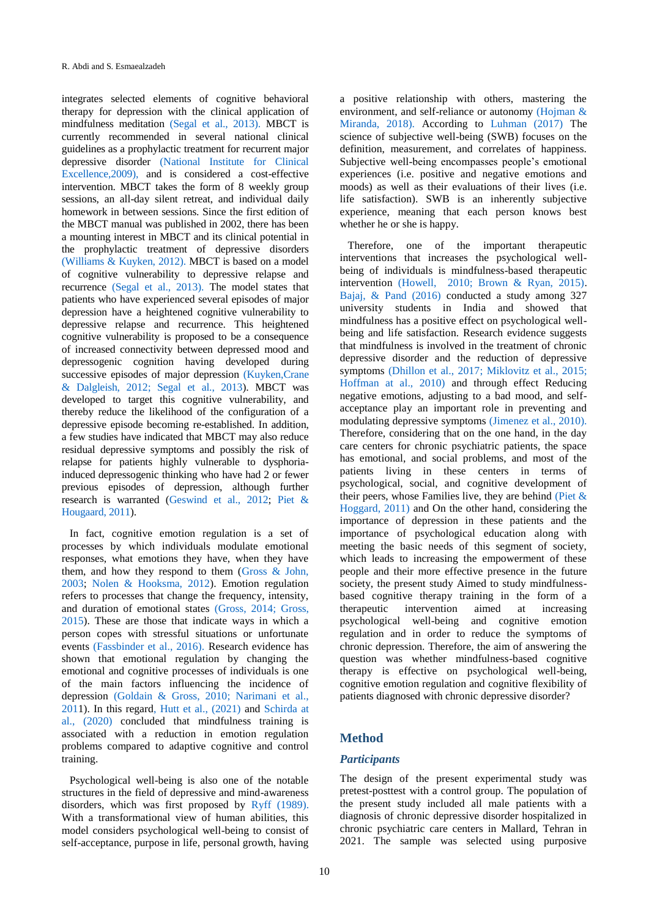integrates selected elements of cognitive behavioral therapy for depression with the clinical application of mindfulness meditation (Segal et al., 2013). MBCT is currently recommended in several national clinical guidelines as a prophylactic treatment for recurrent major depressive disorder (National Institute for Clinical Excellence,2009), and is considered a cost-effective intervention. MBCT takes the form of 8 weekly group sessions, an all-day silent retreat, and individual daily homework in between sessions. Since the first edition of the MBCT manual was published in 2002, there has been a mounting interest in MBCT and its clinical potential in the prophylactic treatment of depressive disorders (Williams & Kuyken, 2012). MBCT is based on a model of cognitive vulnerability to depressive relapse and recurrence (Segal et al., 2013). The model states that patients who have experienced several episodes of major depression have a heightened cognitive vulnerability to depressive relapse and recurrence. This heightened cognitive vulnerability is proposed to be a consequence of increased connectivity between depressed mood and depressogenic cognition having developed during successive episodes of major depression (Kuyken,Crane & Dalgleish, 2012; Segal et al., 2013). MBCT was developed to target this cognitive vulnerability, and thereby reduce the likelihood of the configuration of a depressive episode becoming re-established. In addition, a few studies have indicated that MBCT may also reduce residual depressive symptoms and possibly the risk of relapse for patients highly vulnerable to dysphoria-induced depressogenic thinking who have had 2 or fewer previous episodes of depression, although further research is warranted (Geswind et al., 2012; Piet & Hougaard, 2011).

In fact, cognitive emotion regulation is a set of processes by which individuals modulate emotional responses, what emotions they have, when they have them, and how they respond to them (Gross & John, 2003; Nolen & Hooksma, 2012). Emotion regulation refers to processes that change the frequency, intensity, and duration of emotional states (Gross, 2014; Gross, 2015). These are those that indicate ways in which a person copes with stressful situations or unfortunate events (Fassbinder et al., 2016). Research evidence has shown that emotional regulation by changing the emotional and cognitive processes of individuals is one of the main factors influencing the incidence of depression (Goldain & Gross, 2010; Narimani et al., 2011). In this regard, Hutt et al., (2021) and Schirda at al., (2020) concluded that mindfulness training is associated with a reduction in emotion regulation problems compared to adaptive cognitive and control training.

Psychological well-being is also one of the notable structures in the field of depressive and mind-awareness disorders, which was first proposed by Ryff (1989). With a transformational view of human abilities, this model considers psychological well-being to consist of self-acceptance, purpose in life, personal growth, having a positive relationship with others, mastering the environment, and self-reliance or autonomy (Hojman & Miranda, 2018). According to Luhman (2017) The science of subjective well-being (SWB) focuses on the definition, measurement, and correlates of happiness. Subjective well-being encompasses people's emotional experiences (i.e. positive and negative emotions and moods) as well as their evaluations of their lives (i.e. life satisfaction). SWB is an inherently subjective experience, meaning that each person knows best whether he or she is happy.

Therefore, one of the important therapeutic interventions that increases the psychological well-being of individuals is mindfulness-based therapeutic intervention (Howell, 2010; Brown & Ryan, 2015). Bajaj, & Pand (2016) conducted a study among 327 university students in India and showed that mindfulness has a positive effect on psychological well-being and life satisfaction. Research evidence suggests that mindfulness is involved in the treatment of chronic depressive disorder and the reduction of depressive symptoms (Dhillon et al., 2017; Miklovitz et al., 2015; Hoffman at al., 2010) and through effect Reducing negative emotions, adjusting to a bad mood, and self-acceptance play an important role in preventing and modulating depressive symptoms (Jimenez et al., 2010). Therefore, considering that on the one hand, in the day care centers for chronic psychiatric patients, the space has emotional, and social problems, and most of the patients living in these centers in terms of psychological, social, and cognitive development of their peers, whose Families live, they are behind (Piet & Hoggard, 2011) and On the other hand, considering the importance of depression in these patients and the importance of psychological education along with meeting the basic needs of this segment of society, which leads to increasing the empowerment of these people and their more effective presence in the future society, the present study Aimed to study mindfulness-based cognitive therapy training in the form of a therapeutic intervention aimed at increasing psychological well-being and cognitive emotion regulation and in order to reduce the symptoms of chronic depression. Therefore, the aim of answering the question was whether mindfulness-based cognitive therapy is effective on psychological well-being, cognitive emotion regulation and cognitive flexibility of patients diagnosed with chronic depressive disorder?

## Method

### *Participants*

The design of the present experimental study was pretest-posttest with a control group. The population of the present study included all male patients with a diagnosis of chronic depressive disorder hospitalized in chronic psychiatric care centers in Mallard, Tehran in 2021. The sample was selected using purposive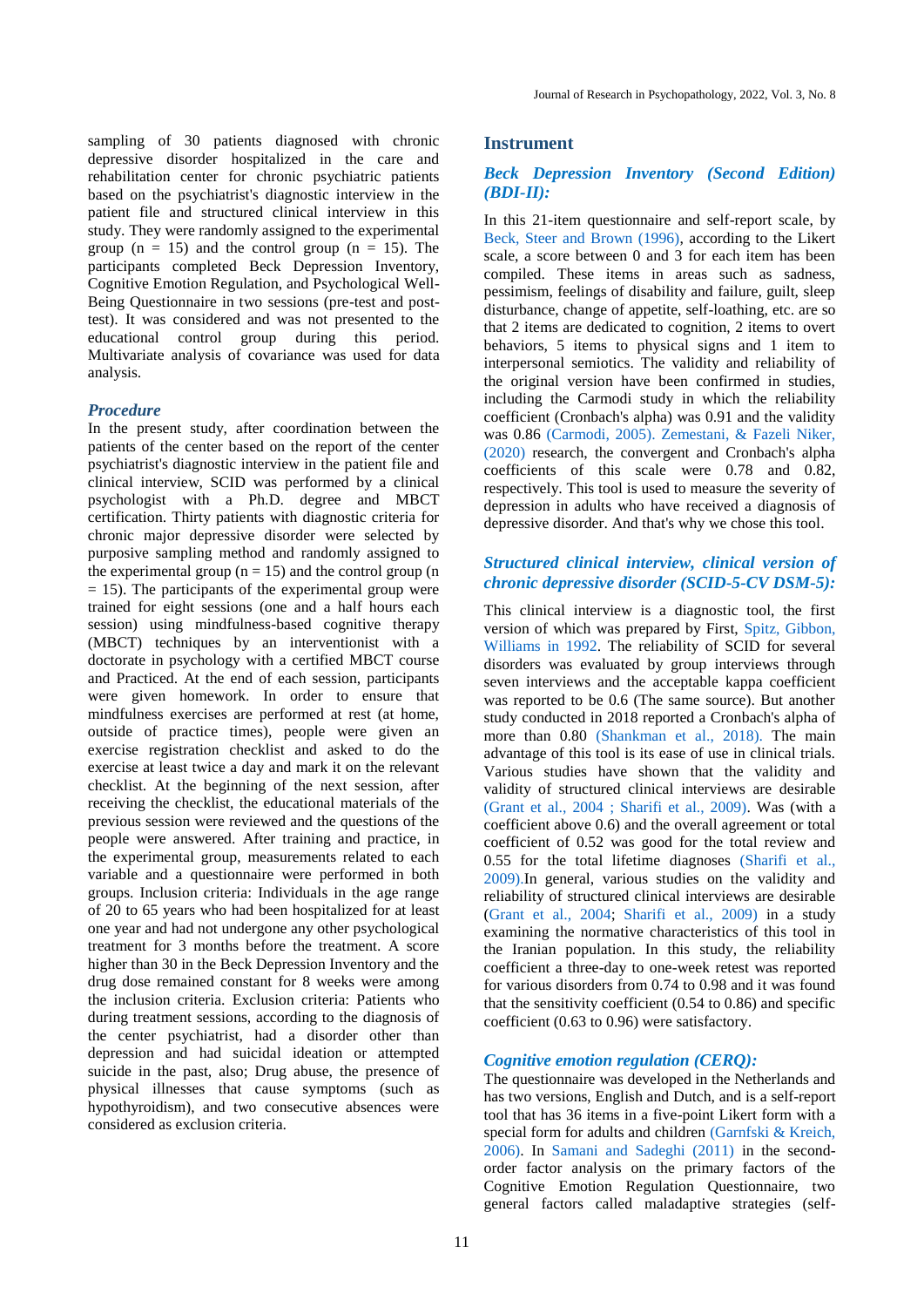sampling of 30 patients diagnosed with chronic depressive disorder hospitalized in the care and rehabilitation center for chronic psychiatric patients based on the psychiatrist's diagnostic interview in the patient file and structured clinical interview in this study. They were randomly assigned to the experimental group (n = 15) and the control group (n = 15). The participants completed Beck Depression Inventory, Cognitive Emotion Regulation, and Psychological Well-Being Questionnaire in two sessions (pre-test and post-test). It was considered and was not presented to the educational control group during this period. Multivariate analysis of covariance was used for data analysis.

### *Procedure*

In the present study, after coordination between the patients of the center based on the report of the center psychiatrist's diagnostic interview in the patient file and clinical interview, SCID was performed by a clinical psychologist with a Ph.D. degree and MBCT certification. Thirty patients with diagnostic criteria for chronic major depressive disorder were selected by purposive sampling method and randomly assigned to the experimental group (n = 15) and the control group (n = 15). The participants of the experimental group were trained for eight sessions (one and a half hours each session) using mindfulness-based cognitive therapy (MBCT) techniques by an interventionist with a doctorate in psychology with a certified MBCT course and Practiced. At the end of each session, participants were given homework. In order to ensure that mindfulness exercises are performed at rest (at home, outside of practice times), people were given an exercise registration checklist and asked to do the exercise at least twice a day and mark it on the relevant checklist. At the beginning of the next session, after receiving the checklist, the educational materials of the previous session were reviewed and the questions of the people were answered. After training and practice, in the experimental group, measurements related to each variable and a questionnaire were performed in both groups. Inclusion criteria: Individuals in the age range of 20 to 65 years who had been hospitalized for at least one year and had not undergone any other psychological treatment for 3 months before the treatment. A score higher than 30 in the Beck Depression Inventory and the drug dose remained constant for 8 weeks were among the inclusion criteria. Exclusion criteria: Patients who during treatment sessions, according to the diagnosis of the center psychiatrist, had a disorder other than depression and had suicidal ideation or attempted suicide in the past, also; Drug abuse, the presence of physical illnesses that cause symptoms (such as hypothyroidism), and two consecutive absences were considered as exclusion criteria.

## Instrument

### *Beck Depression Inventory (Second Edition) (BDI-II):*

In this 21-item questionnaire and self-report scale, by Beck, Steer and Brown (1996), according to the Likert scale, a score between 0 and 3 for each item has been compiled. These items in areas such as sadness, pessimism, feelings of disability and failure, guilt, sleep disturbance, change of appetite, self-loathing, etc. are so that 2 items are dedicated to cognition, 2 items to overt behaviors, 5 items to physical signs and 1 item to interpersonal semiotics. The validity and reliability of the original version have been confirmed in studies, including the Carmodi study in which the reliability coefficient (Cronbach's alpha) was 0.91 and the validity was 0.86 (Carmodi, 2005). Zemestani, & Fazeli Niker, (2020) research, the convergent and Cronbach's alpha coefficients of this scale were 0.78 and 0.82, respectively. This tool is used to measure the severity of depression in adults who have received a diagnosis of depressive disorder. And that's why we chose this tool.

### *Structured clinical interview, clinical version of chronic depressive disorder (SCID-5-CV DSM-5):*

This clinical interview is a diagnostic tool, the first version of which was prepared by First, Spitz, Gibbon, Williams in 1992. The reliability of SCID for several disorders was evaluated by group interviews through seven interviews and the acceptable kappa coefficient was reported to be 0.6 (The same source). But another study conducted in 2018 reported a Cronbach's alpha of more than 0.80 (Shankman et al., 2018). The main advantage of this tool is its ease of use in clinical trials. Various studies have shown that the validity and validity of structured clinical interviews are desirable (Grant et al., 2004 ; Sharifi et al., 2009). Was (with a coefficient above 0.6) and the overall agreement or total coefficient of 0.52 was good for the total review and 0.55 for the total lifetime diagnoses (Sharifi et al., 2009).In general, various studies on the validity and reliability of structured clinical interviews are desirable (Grant et al., 2004; Sharifi et al., 2009) in a study examining the normative characteristics of this tool in the Iranian population. In this study, the reliability coefficient a three-day to one-week retest was reported for various disorders from 0.74 to 0.98 and it was found that the sensitivity coefficient (0.54 to 0.86) and specific coefficient (0.63 to 0.96) were satisfactory.

### *Cognitive emotion regulation (CERQ):*

The questionnaire was developed in the Netherlands and has two versions, English and Dutch, and is a self-report tool that has 36 items in a five-point Likert form with a special form for adults and children (Garnfski & Kreich, 2006). In Samani and Sadeghi (2011) in the second-order factor analysis on the primary factors of the Cognitive Emotion Regulation Questionnaire, two general factors called maladaptive strategies (self-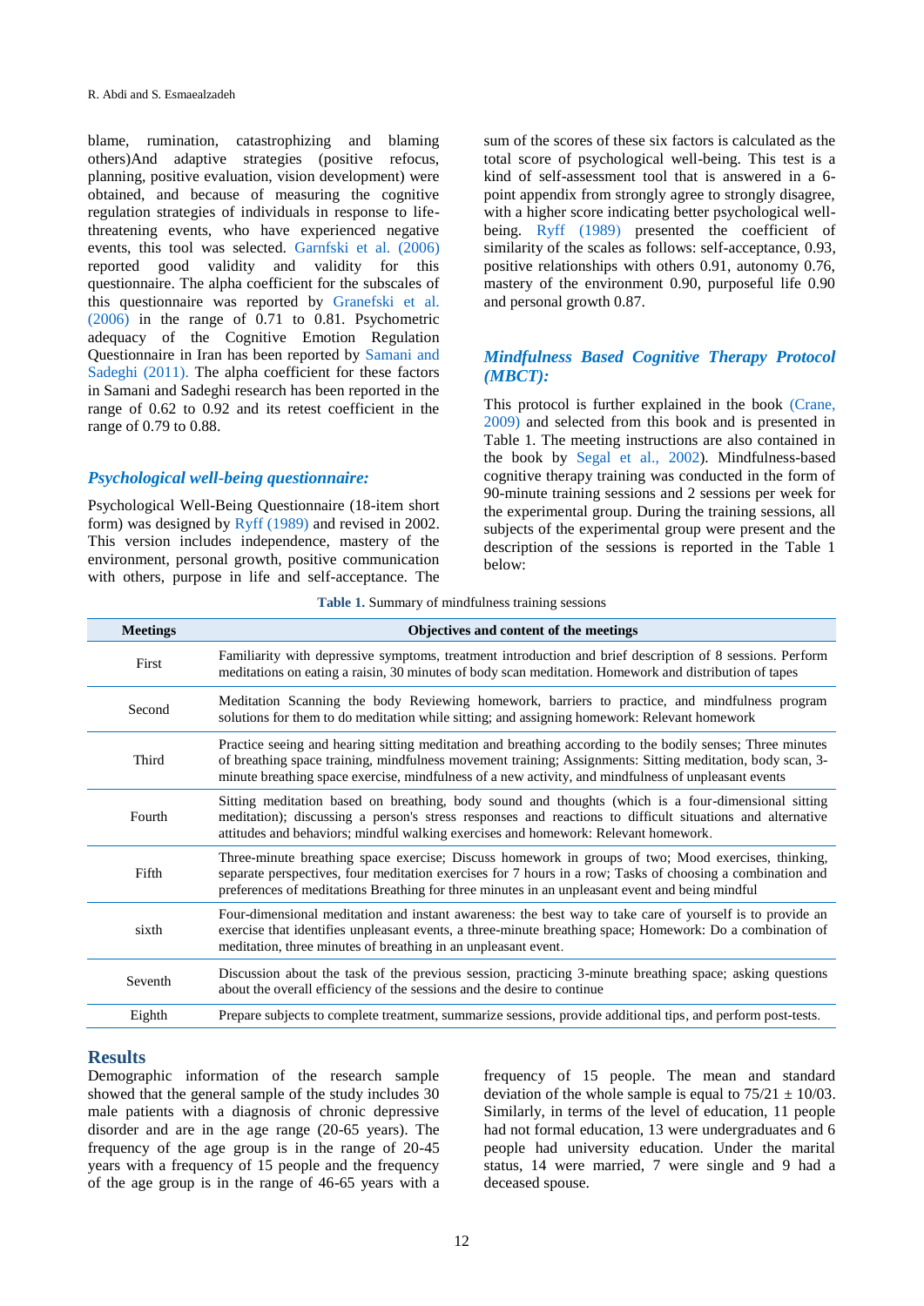blame, rumination, catastrophizing and blaming others)And adaptive strategies (positive refocus, planning, positive evaluation, vision development) were obtained, and because of measuring the cognitive regulation strategies of individuals in response to life-threatening events, who have experienced negative events, this tool was selected. Garnfski et al. (2006) reported good validity and validity for this questionnaire. The alpha coefficient for the subscales of this questionnaire was reported by Granefski et al. (2006) in the range of 0.71 to 0.81. Psychometric adequacy of the Cognitive Emotion Regulation Questionnaire in Iran has been reported by Samani and Sadeghi (2011). The alpha coefficient for these factors in Samani and Sadeghi research has been reported in the range of 0.62 to 0.92 and its retest coefficient in the range of 0.79 to 0.88.

### *Psychological well-being questionnaire:*

Psychological Well-Being Questionnaire (18-item short form) was designed by Ryff (1989) and revised in 2002. This version includes independence, mastery of the environment, personal growth, positive communication with others, purpose in life and self-acceptance. The sum of the scores of these six factors is calculated as the total score of psychological well-being. This test is a kind of self-assessment tool that is answered in a 6-point appendix from strongly agree to strongly disagree, with a higher score indicating better psychological well-being. Ryff (1989) presented the coefficient of similarity of the scales as follows: self-acceptance, 0.93, positive relationships with others 0.91, autonomy 0.76, mastery of the environment 0.90, purposeful life 0.90 and personal growth 0.87.

### *Mindfulness Based Cognitive Therapy Protocol (MBCT):*

This protocol is further explained in the book (Crane, 2009) and selected from this book and is presented in Table 1. The meeting instructions are also contained in the book by Segal et al., 2002). Mindfulness-based cognitive therapy training was conducted in the form of 90-minute training sessions and 2 sessions per week for the experimental group. During the training sessions, all subjects of the experimental group were present and the description of the sessions is reported in the Table 1 below:

**Table 1.** Summary of mindfulness training sessions

| Meetings | Objectives and content of the meetings |
|---|---|
| First | Familiarity with depressive symptoms, treatment introduction and brief description of 8 sessions. Perform meditations on eating a raisin, 30 minutes of body scan meditation. Homework and distribution of tapes |
| Second | Meditation Scanning the body Reviewing homework, barriers to practice, and mindfulness program solutions for them to do meditation while sitting; and assigning homework: Relevant homework |
| Third | Practice seeing and hearing sitting meditation and breathing according to the bodily senses; Three minutes of breathing space training, mindfulness movement training; Assignments: Sitting meditation, body scan, 3-minute breathing space exercise, mindfulness of a new activity, and mindfulness of unpleasant events |
| Fourth | Sitting meditation based on breathing, body sound and thoughts (which is a four-dimensional sitting meditation); discussing a person's stress responses and reactions to difficult situations and alternative attitudes and behaviors; mindful walking exercises and homework: Relevant homework. |
| Fifth | Three-minute breathing space exercise; Discuss homework in groups of two; Mood exercises, thinking, separate perspectives, four meditation exercises for 7 hours in a row; Tasks of choosing a combination and preferences of meditations Breathing for three minutes in an unpleasant event and being mindful |
| sixth | Four-dimensional meditation and instant awareness: the best way to take care of yourself is to provide an exercise that identifies unpleasant events, a three-minute breathing space; Homework: Do a combination of meditation, three minutes of breathing in an unpleasant event. |
| Seventh | Discussion about the task of the previous session, practicing 3-minute breathing space; asking questions about the overall efficiency of the sessions and the desire to continue |
| Eighth | Prepare subjects to complete treatment, summarize sessions, provide additional tips, and perform post-tests. |

## Results

Demographic information of the research sample showed that the general sample of the study includes 30 male patients with a diagnosis of chronic depressive disorder and are in the age range (20-65 years). The frequency of the age group is in the range of 20-45 years with a frequency of 15 people and the frequency of the age group is in the range of 46-65 years with a frequency of 15 people. The mean and standard deviation of the whole sample is equal to 75/21 ± 10/03. Similarly, in terms of the level of education, 11 people had not formal education, 13 were undergraduates and 6 people had university education. Under the marital status, 14 were married, 7 were single and 9 had a deceased spouse.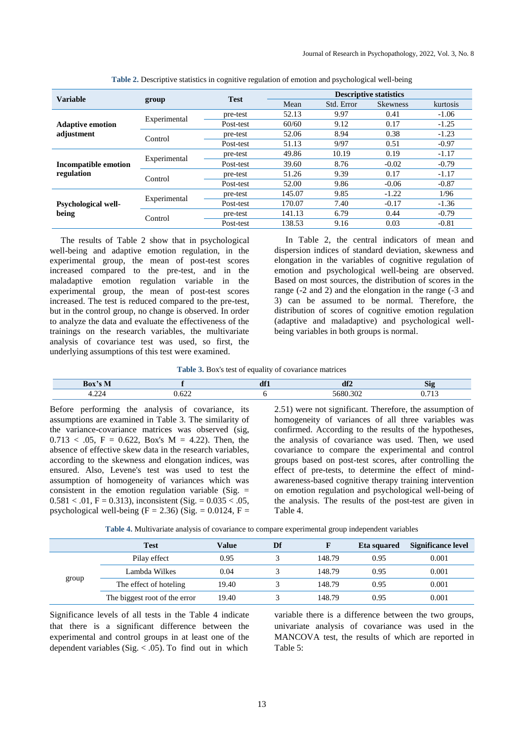**Table 2.** Descriptive statistics in cognitive regulation of emotion and psychological well-being

| Variable | group | Test | Descriptive statistics | | | |
|---|---|---|---|---|---|---|
| | | | Mean | Std. Error | Skewness | kurtosis |
| **Adaptive emotion adjustment** | Experimental | pre-test | 52.13 | 9.97 | 0.41 | -1.06 |
| | | Post-test | 60/60 | 9.12 | 0.17 | -1.25 |
| | Control | pre-test | 52.06 | 8.94 | 0.38 | -1.23 |
| | | Post-test | 51.13 | 9/97 | 0.51 | -0.97 |
| **Incompatible emotion regulation** | Experimental | pre-test | 49.86 | 10.19 | 0.19 | -1.17 |
| | | Post-test | 39.60 | 8.76 | -0.02 | -0.79 |
| | Control | pre-test | 51.26 | 9.39 | 0.17 | -1.17 |
| | | Post-test | 52.00 | 9.86 | -0.06 | -0.87 |
| **Psychological well-being** | Experimental | pre-test | 145.07 | 9.85 | -1.22 | 1/96 |
| | | Post-test | 170.07 | 7.40 | -0.17 | -1.36 |
| | Control | pre-test | 141.13 | 6.79 | 0.44 | -0.79 |
| | | Post-test | 138.53 | 9.16 | 0.03 | -0.81 |

The results of Table 2 show that in psychological well-being and adaptive emotion regulation, in the experimental group, the mean of post-test scores increased compared to the pre-test, and in the maladaptive emotion regulation variable in the experimental group, the mean of post-test scores increased. The test is reduced compared to the pre-test, but in the control group, no change is observed. In order to analyze the data and evaluate the effectiveness of the trainings on the research variables, the multivariate analysis of covariance test was used, so first, the underlying assumptions of this test were examined.

In Table 2, the central indicators of mean and dispersion indices of standard deviation, skewness and elongation in the variables of cognitive regulation of emotion and psychological well-being are observed. Based on most sources, the distribution of scores in the range (-2 and 2) and the elongation in the range (-3 and 3) can be assumed to be normal. Therefore, the distribution of scores of cognitive emotion regulation (adaptive and maladaptive) and psychological well-being variables in both groups is normal.

**Table 3.** Box's test of equality of covariance matrices

| Box's M | f | df1 | df2 | Sig |
|---|---|---|---|---|
| 4.224 | 0.622 | 6 | 5680.302 | 0.713 |

Before performing the analysis of covariance, its assumptions are examined in Table 3. The similarity of the variance-covariance matrices was observed (sig, $0.713 < .05$, $F = 0.622$, Box's $M = 4.22$). Then, the absence of effective skew data in the research variables, according to the skewness and elongation indices, was ensured. Also, Levene's test was used to test the assumption of homogeneity of variances which was consistent in the emotion regulation variable (Sig. = $0.581 < .01$, $F = 0.313$), inconsistent (Sig. = $0.035 < .05$, psychological well-being ($F = 2.36$) (Sig. = $0.0124$, $F = 2.51$) were not significant. Therefore, the assumption of homogeneity of variances of all three variables was confirmed. According to the results of the hypotheses, the analysis of covariance was used. Then, we used covariance to compare the experimental and control groups based on post-test scores, after controlling the effect of pre-tests, to determine the effect of mind-awareness-based cognitive therapy training intervention on emotion regulation and psychological well-being of the analysis. The results of the post-test are given in Table 4.

**Table 4.** Multivariate analysis of covariance to compare experimental group independent variables

| | Test | Value | Df | F | Eta squared | Significance level |
|---|---|---|---|---|---|---|
| group | Pilay effect | 0.95 | 3 | 148.79 | 0.95 | 0.001 |
| | Lambda Wilkes | 0.04 | 3 | 148.79 | 0.95 | 0.001 |
| | The effect of hoteling | 19.40 | 3 | 148.79 | 0.95 | 0.001 |
| | The biggest root of the error | 19.40 | 3 | 148.79 | 0.95 | 0.001 |

Significance levels of all tests in the Table 4 indicate that there is a significant difference between the experimental and control groups in at least one of the dependent variables (Sig. $< .05$). To find out in which variable there is a difference between the two groups, univariate analysis of covariance was used in the MANCOVA test, the results of which are reported in Table 5: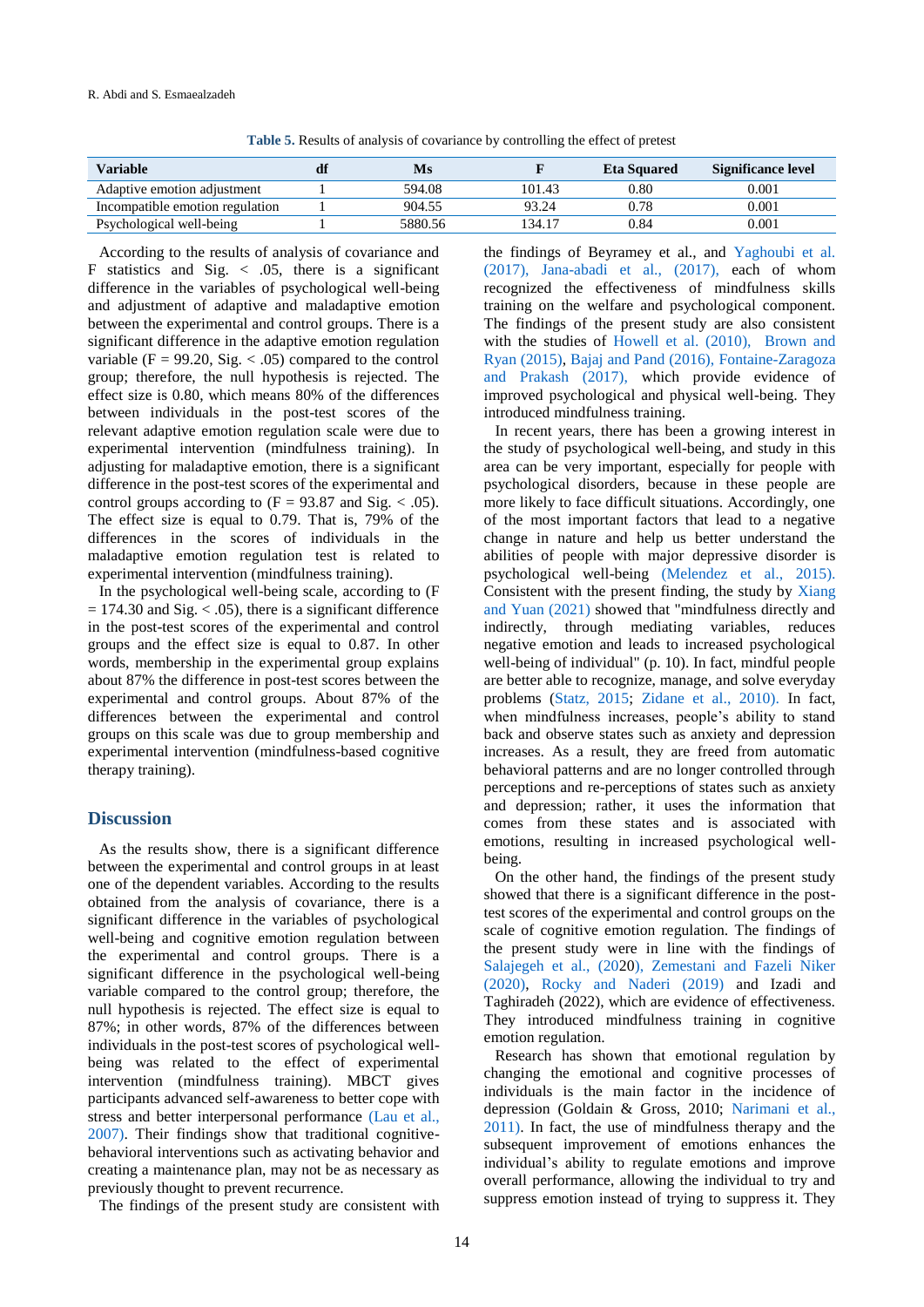**Table 5.** Results of analysis of covariance by controlling the effect of pretest

| Variable | df | Ms | F | Eta Squared | Significance level |
|---|---|---|---|---|---|
| Adaptive emotion adjustment | 1 | 594.08 | 101.43 | 0.80 | 0.001 |
| Incompatible emotion regulation | 1 | 904.55 | 93.24 | 0.78 | 0.001 |
| Psychological well-being | 1 | 5880.56 | 134.17 | 0.84 | 0.001 |

According to the results of analysis of covariance and F statistics and Sig. < .05, there is a significant difference in the variables of psychological well-being and adjustment of adaptive and maladaptive emotion between the experimental and control groups. There is a significant difference in the adaptive emotion regulation variable (F = 99.20, Sig. < .05) compared to the control group; therefore, the null hypothesis is rejected. The effect size is 0.80, which means 80% of the differences between individuals in the post-test scores of the relevant adaptive emotion regulation scale were due to experimental intervention (mindfulness training). In adjusting for maladaptive emotion, there is a significant difference in the post-test scores of the experimental and control groups according to (F = 93.87 and Sig. < .05). The effect size is equal to 0.79. That is, 79% of the differences in the scores of individuals in the maladaptive emotion regulation test is related to experimental intervention (mindfulness training).

In the psychological well-being scale, according to (F = 174.30 and Sig. < .05), there is a significant difference in the post-test scores of the experimental and control groups and the effect size is equal to 0.87. In other words, membership in the experimental group explains about 87% the difference in post-test scores between the experimental and control groups. About 87% of the differences between the experimental and control groups on this scale was due to group membership and experimental intervention (mindfulness-based cognitive therapy training).

## Discussion

As the results show, there is a significant difference between the experimental and control groups in at least one of the dependent variables. According to the results obtained from the analysis of covariance, there is a significant difference in the variables of psychological well-being and cognitive emotion regulation between the experimental and control groups. There is a significant difference in the psychological well-being variable compared to the control group; therefore, the null hypothesis is rejected. The effect size is equal to 87%; in other words, 87% of the differences between individuals in the post-test scores of psychological well-being was related to the effect of experimental intervention (mindfulness training). MBCT gives participants advanced self-awareness to better cope with stress and better interpersonal performance (Lau et al., 2007). Their findings show that traditional cognitive-behavioral interventions such as activating behavior and creating a maintenance plan, may not be as necessary as previously thought to prevent recurrence.

The findings of the present study are consistent with the findings of Beyramey et al., and Yaghoubi et al. (2017), Jana-abadi et al., (2017), each of whom recognized the effectiveness of mindfulness skills training on the welfare and psychological component. The findings of the present study are also consistent with the studies of Howell et al. (2010), Brown and Ryan (2015), Bajaj and Pand (2016), Fontaine-Zaragoza and Prakash (2017), which provide evidence of improved psychological and physical well-being. They introduced mindfulness training.

In recent years, there has been a growing interest in the study of psychological well-being, and study in this area can be very important, especially for people with psychological disorders, because in these people are more likely to face difficult situations. Accordingly, one of the most important factors that lead to a negative change in nature and help us better understand the abilities of people with major depressive disorder is psychological well-being (Melendez et al., 2015). Consistent with the present finding, the study by Xiang and Yuan (2021) showed that "mindfulness directly and indirectly, through mediating variables, reduces negative emotion and leads to increased psychological well-being of individual" (p. 10). In fact, mindful people are better able to recognize, manage, and solve everyday problems (Statz, 2015; Zidane et al., 2010). In fact, when mindfulness increases, people's ability to stand back and observe states such as anxiety and depression increases. As a result, they are freed from automatic behavioral patterns and are no longer controlled through perceptions and re-perceptions of states such as anxiety and depression; rather, it uses the information that comes from these states and is associated with emotions, resulting in increased psychological well-being.

On the other hand, the findings of the present study showed that there is a significant difference in the post-test scores of the experimental and control groups on the scale of cognitive emotion regulation. The findings of the present study were in line with the findings of Salajegeh et al., (2020), Zemestani and Fazeli Niker (2020), Rocky and Naderi (2019) and Izadi and Taghiradeh (2022), which are evidence of effectiveness. They introduced mindfulness training in cognitive emotion regulation.

Research has shown that emotional regulation by changing the emotional and cognitive processes of individuals is the main factor in the incidence of depression (Goldain & Gross, 2010; Narimani et al., 2011). In fact, the use of mindfulness therapy and the subsequent improvement of emotions enhances the individual's ability to regulate emotions and improve overall performance, allowing the individual to try and suppress emotion instead of trying to suppress it. They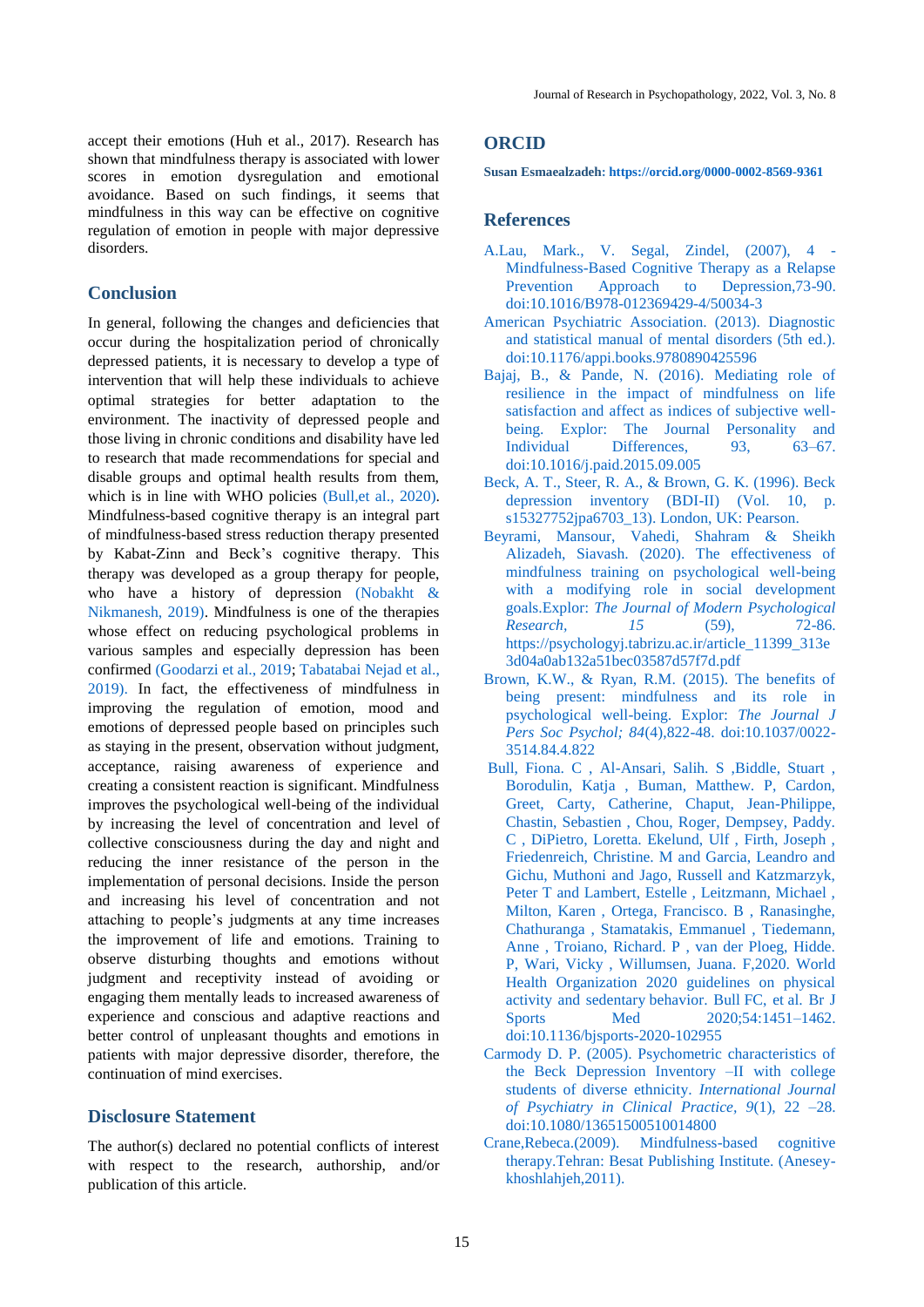accept their emotions (Huh et al., 2017). Research has shown that mindfulness therapy is associated with lower scores in emotion dysregulation and emotional avoidance. Based on such findings, it seems that mindfulness in this way can be effective on cognitive regulation of emotion in people with major depressive disorders.

## Conclusion

In general, following the changes and deficiencies that occur during the hospitalization period of chronically depressed patients, it is necessary to develop a type of intervention that will help these individuals to achieve optimal strategies for better adaptation to the environment. The inactivity of depressed people and those living in chronic conditions and disability have led to research that made recommendations for special and disable groups and optimal health results from them, which is in line with WHO policies (Bull,et al., 2020). Mindfulness-based cognitive therapy is an integral part of mindfulness-based stress reduction therapy presented by Kabat-Zinn and Beck's cognitive therapy. This therapy was developed as a group therapy for people, who have a history of depression (Nobakht & Nikmanesh, 2019). Mindfulness is one of the therapies whose effect on reducing psychological problems in various samples and especially depression has been confirmed (Goodarzi et al., 2019; Tabatabai Nejad et al., 2019). In fact, the effectiveness of mindfulness in improving the regulation of emotion, mood and emotions of depressed people based on principles such as staying in the present, observation without judgment, acceptance, raising awareness of experience and creating a consistent reaction is significant. Mindfulness improves the psychological well-being of the individual by increasing the level of concentration and level of collective consciousness during the day and night and reducing the inner resistance of the person in the implementation of personal decisions. Inside the person and increasing his level of concentration and not attaching to people's judgments at any time increases the improvement of life and emotions. Training to observe disturbing thoughts and emotions without judgment and receptivity instead of avoiding or engaging them mentally leads to increased awareness of experience and conscious and adaptive reactions and better control of unpleasant thoughts and emotions in patients with major depressive disorder, therefore, the continuation of mind exercises.

## Disclosure Statement

The author(s) declared no potential conflicts of interest with respect to the research, authorship, and/or publication of this article.

## ORCID

**Susan Esmaealzadeh: https://orcid.org/0000-0002-8569-9361**

## References

A.Lau, Mark., V. Segal, Zindel, (2007), 4 - Mindfulness-Based Cognitive Therapy as a Relapse Prevention Approach to Depression,73-90. doi:10.1016/B978-012369429-4/50034-3

American Psychiatric Association. (2013). Diagnostic and statistical manual of mental disorders (5th ed.). doi:10.1176/appi.books.9780890425596

Bajaj, B., & Pande, N. (2016). Mediating role of resilience in the impact of mindfulness on life satisfaction and affect as indices of subjective well-being. Explor: The Journal Personality and Individual Differences, 93, 63–67. doi:10.1016/j.paid.2015.09.005

Beck, A. T., Steer, R. A., & Brown, G. K. (1996). Beck depression inventory (BDI-II) (Vol. 10, p. s15327752jpa6703_13). London, UK: Pearson.

Beyrami, Mansour, Vahedi, Shahram & Sheikh Alizadeh, Siavash. (2020). The effectiveness of mindfulness training on psychological well-being with a modifying role in social development goals.Explor: *The Journal of Modern Psychological Research*, *15* (59), 72-86. https://psychologyj.tabrizu.ac.ir/article_11399_313e3d04a0ab132a51bec03587d57f7d.pdf

Brown, K.W., & Ryan, R.M. (2015). The benefits of being present: mindfulness and its role in psychological well-being. Explor: *The Journal J Pers Soc Psychol; 84*(4),822-48. doi:10.1037/0022-3514.84.4.822

Bull, Fiona. C , Al-Ansari, Salih. S ,Biddle, Stuart , Borodulin, Katja , Buman, Matthew. P, Cardon, Greet, Carty, Catherine, Chaput, Jean-Philippe, Chastin, Sebastien , Chou, Roger, Dempsey, Paddy. C , DiPietro, Loretta. Ekelund, Ulf , Firth, Joseph , Friedenreich, Christine. M and Garcia, Leandro and Gichu, Muthoni and Jago, Russell and Katzmarzyk, Peter T and Lambert, Estelle , Leitzmann, Michael , Milton, Karen , Ortega, Francisco. B , Ranasinghe, Chathuranga , Stamatakis, Emmanuel , Tiedemann, Anne , Troiano, Richard. P , van der Ploeg, Hidde. P, Wari, Vicky , Willumsen, Juana. F,2020. World Health Organization 2020 guidelines on physical activity and sedentary behavior. Bull FC, et al. Br J Sports Med 2020;54:1451–1462. doi:10.1136/bjsports-2020-102955

Carmody D. P. (2005). Psychometric characteristics of the Beck Depression Inventory –II with college students of diverse ethnicity. *International Journal of Psychiatry in Clinical Practice*, *9*(1), 22 –28. doi:10.1080/13651500510014800

Crane,Rebeca.(2009). Mindfulness-based cognitive therapy.Tehran: Besat Publishing Institute. (Anesey-khoshlahjeh,2011).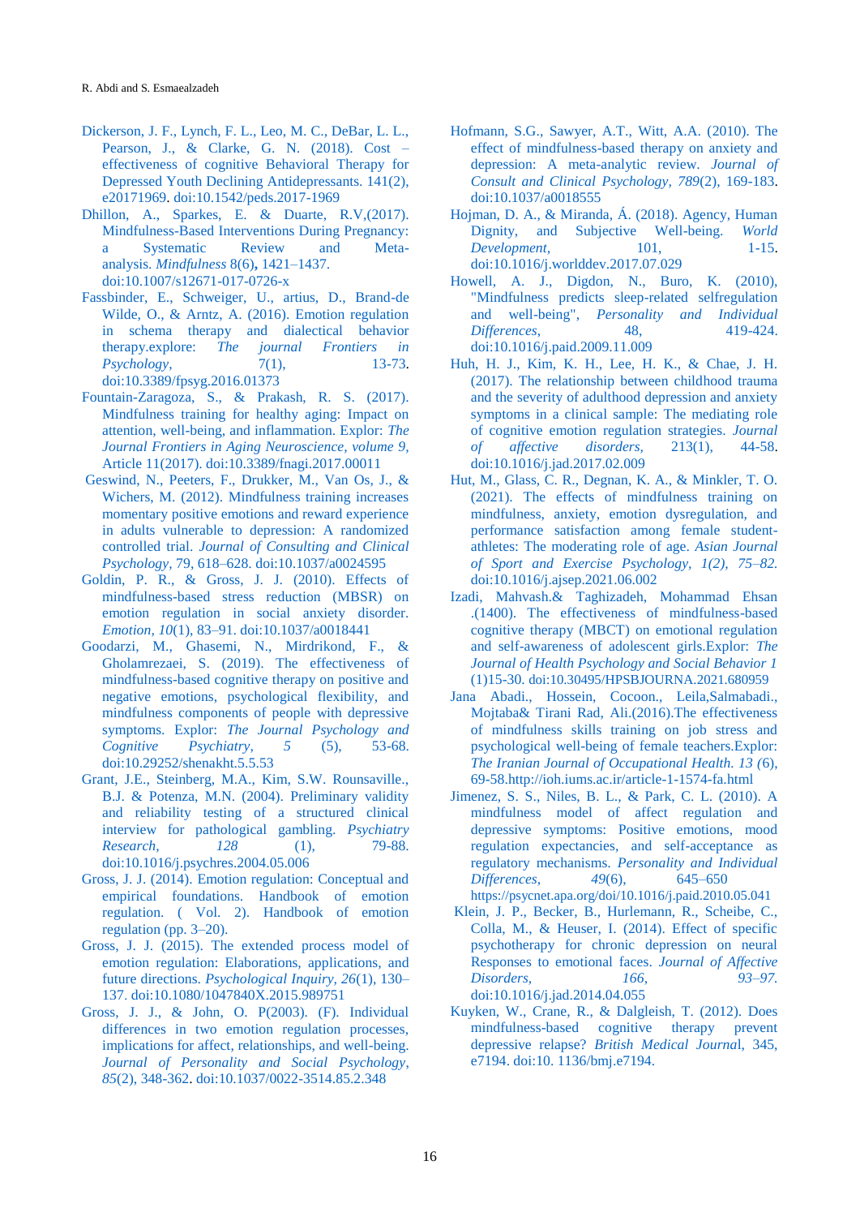Dickerson, J. F., Lynch, F. L., Leo, M. C., DeBar, L. L., Pearson, J., & Clarke, G. N. (2018). Cost – effectiveness of cognitive Behavioral Therapy for Depressed Youth Declining Antidepressants. 141(2), e20171969. doi:10.1542/peds.2017-1969

Dhillon, A., Sparkes, E. & Duarte, R.V,(2017). Mindfulness-Based Interventions During Pregnancy: a Systematic Review and Meta-analysis. *Mindfulness* 8(6), 1421–1437. doi:10.1007/s12671-017-0726-x

Fassbinder, E., Schweiger, U., artius, D., Brand-de Wilde, O., & Arntz, A. (2016). Emotion regulation in schema therapy and dialectical behavior therapy.explore: *The journal Frontiers in Psychology,* 7(1), 13-73. doi:10.3389/fpsyg.2016.01373

Fountain-Zaragoza, S., & Prakash, R. S. (2017). Mindfulness training for healthy aging: Impact on attention, well-being, and inflammation. Explor: *The Journal Frontiers in Aging Neuroscience, volume 9,* Article 11(2017). doi:10.3389/fnagi.2017.00011

Geswind, N., Peeters, F., Drukker, M., Van Os, J., & Wichers, M. (2012). Mindfulness training increases momentary positive emotions and reward experience in adults vulnerable to depression: A randomized controlled trial. *Journal of Consulting and Clinical Psychology*, 79, 618–628. doi:10.1037/a0024595

Goldin, P. R., & Gross, J. J. (2010). Effects of mindfulness-based stress reduction (MBSR) on emotion regulation in social anxiety disorder. *Emotion, 10*(1), 83–91. doi:10.1037/a0018441

Goodarzi, M., Ghasemi, N., Mirdrikond, F., & Gholamrezaei, S. (2019). The effectiveness of mindfulness-based cognitive therapy on positive and negative emotions, psychological flexibility, and mindfulness components of people with depressive symptoms. Explor: *The Journal Psychology and Cognitive Psychiatry, 5* (5), 53-68. doi:10.29252/shenakht.5.5.53

Grant, J.E., Steinberg, M.A., Kim, S.W. Rounsaville., B.J. & Potenza, M.N. (2004). Preliminary validity and reliability testing of a structured clinical interview for pathological gambling. *Psychiatry Research, 128* (1), 79-88. doi:10.1016/j.psychres.2004.05.006

Gross, J. J. (2014). Emotion regulation: Conceptual and empirical foundations. Handbook of emotion regulation. ( Vol. 2). Handbook of emotion regulation (pp. 3–20).

Gross, J. J. (2015). The extended process model of emotion regulation: Elaborations, applications, and future directions. *Psychological Inquiry, 26*(1), 130–137. doi:10.1080/1047840X.2015.989751

Gross, J. J., & John, O. P(2003). (F). Individual differences in two emotion regulation processes, implications for affect, relationships, and well-being. *Journal of Personality and Social Psychology, 85*(2), 348-362. doi:10.1037/0022-3514.85.2.348

Hofmann, S.G., Sawyer, A.T., Witt, A.A. (2010). The effect of mindfulness-based therapy on anxiety and depression: A meta-analytic review. *Journal of Consult and Clinical Psychology, 789*(2), 169-183. doi:10.1037/a0018555

Hojman, D. A., & Miranda, Á. (2018). Agency, Human Dignity, and Subjective Well-being. *World Development,* 101, 1-15. doi:10.1016/j.worlddev.2017.07.029

Howell, A. J., Digdon, N., Buro, K. (2010), "Mindfulness predicts sleep-related selfregulation and well-being", *Personality and Individual Differences,* 48, 419-424. doi:10.1016/j.paid.2009.11.009

Huh, H. J., Kim, K. H., Lee, H. K., & Chae, J. H. (2017). The relationship between childhood trauma and the severity of adulthood depression and anxiety symptoms in a clinical sample: The mediating role of cognitive emotion regulation strategies. *Journal of affective disorders,* 213(1), 44-58. doi:10.1016/j.jad.2017.02.009

Hut, M., Glass, C. R., Degnan, K. A., & Minkler, T. O. (2021). The effects of mindfulness training on mindfulness, anxiety, emotion dysregulation, and performance satisfaction among female student-athletes: The moderating role of age. *Asian Journal of Sport and Exercise Psychology, 1(2), 75–82.* doi:10.1016/j.ajsep.2021.06.002

Izadi, Mahvash.& Taghizadeh, Mohammad Ehsan .(1400). The effectiveness of mindfulness-based cognitive therapy (MBCT) on emotional regulation and self-awareness of adolescent girls.Explor: *The Journal of Health Psychology and Social Behavior 1* (1)15-30. doi:10.30495/HPSBJOURNA.2021.680959

Jana Abadi., Hossein, Cocoon., Leila,Salmabadi., Mojtaba& Tirani Rad, Ali.(2016).The effectiveness of mindfulness skills training on job stress and psychological well-being of female teachers.Explor: *The Iranian Journal of Occupational Health. 13 (*6), 69-58.http://ioh.iums.ac.ir/article-1-1574-fa.html

Jimenez, S. S., Niles, B. L., & Park, C. L. (2010). A mindfulness model of affect regulation and depressive symptoms: Positive emotions, mood regulation expectancies, and self-acceptance as regulatory mechanisms. *Personality and Individual Differences,* *49*(6), 645–650 https://psycnet.apa.org/doi/10.1016/j.paid.2010.05.041

Klein, J. P., Becker, B., Hurlemann, R., Scheibe, C., Colla, M., & Heuser, I. (2014). Effect of specific psychotherapy for chronic depression on neural Responses to emotional faces. *Journal of Affective Disorders, 166, 93–97.* doi:10.1016/j.jad.2014.04.055

Kuyken, W., Crane, R., & Dalgleish, T. (2012). Does mindfulness-based cognitive therapy prevent depressive relapse? *British Medical Journa*l, 345, e7194. doi:10. 1136/bmj.e7194.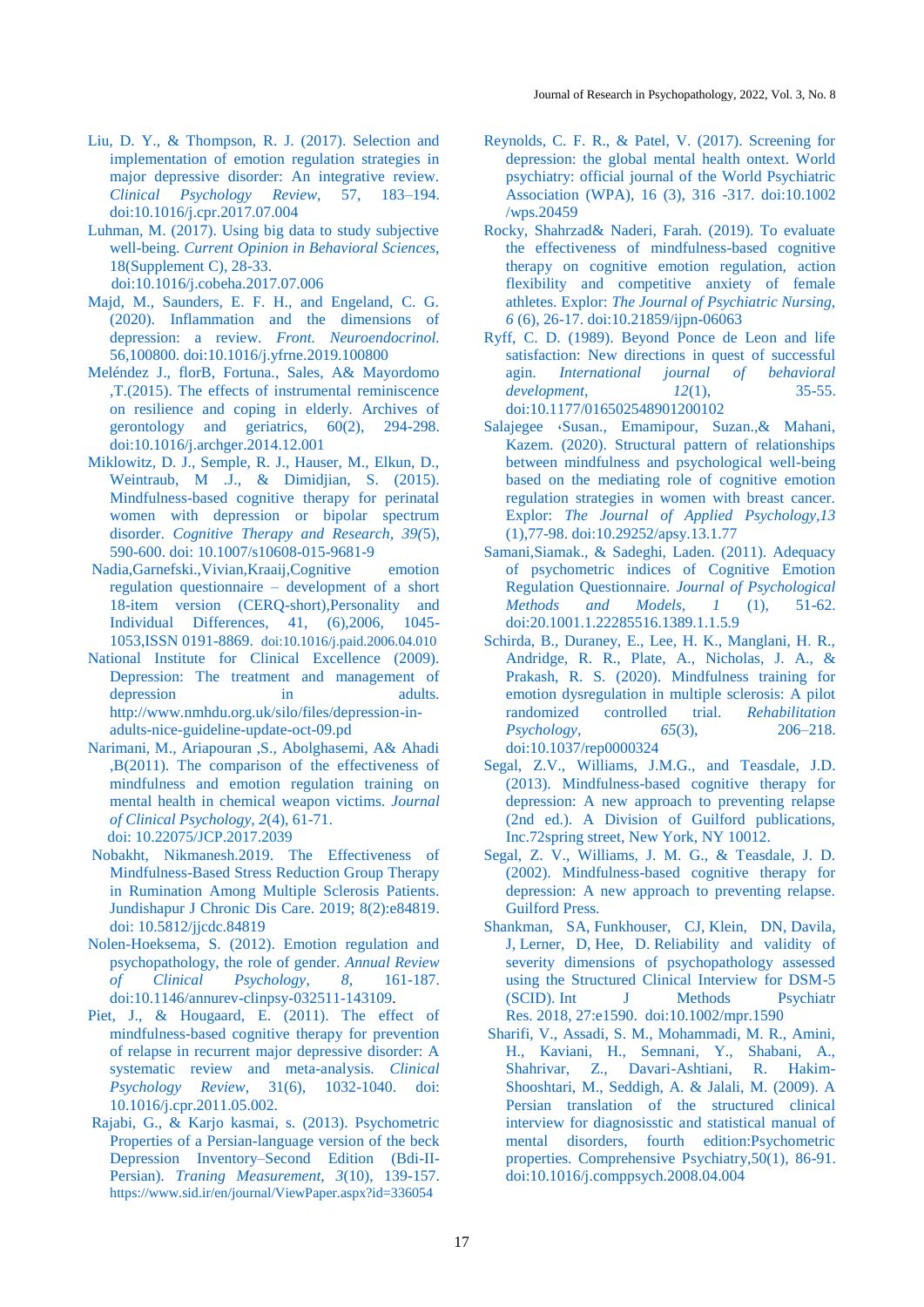Liu, D. Y., & Thompson, R. J. (2017). Selection and implementation of emotion regulation strategies in major depressive disorder: An integrative review. *Clinical Psychology Review*, 57, 183–194. doi:10.1016/j.cpr.2017.07.004

Luhman, M. (2017). Using big data to study subjective well-being. *Current Opinion in Behavioral Sciences*, 18(Supplement C), 28-33. doi:10.1016/j.cobeha.2017.07.006

Majd, M., Saunders, E. F. H., and Engeland, C. G. (2020). Inflammation and the dimensions of depression: a review. *Front. Neuroendocrinol.* 56,100800. doi:10.1016/j.yfrne.2019.100800

Meléndez J., florB, Fortuna., Sales, A& Mayordomo ,T.(2015). The effects of instrumental reminiscence on resilience and coping in elderly. Archives of gerontology and geriatrics, 60(2), 294-298. doi:10.1016/j.archger.2014.12.001

Miklowitz, D. J., Semple, R. J., Hauser, M., Elkun, D., Weintraub, M .J., & Dimidjian, S. (2015). Mindfulness-based cognitive therapy for perinatal women with depression or bipolar spectrum disorder. *Cognitive Therapy and Research, 39*(5), 590-600. doi: 10.1007/s10608-015-9681-9

Nadia,Garnefski.,Vivian,Kraaij,Cognitive emotion regulation questionnaire – development of a short 18-item version (CERQ-short),Personality and Individual Differences, 41, (6),2006, 1045-1053,ISSN 0191-8869. doi:10.1016/j.paid.2006.04.010

National Institute for Clinical Excellence (2009). Depression: The treatment and management of depression in adults. http://www.nmhdu.org.uk/silo/files/depression-in-adults-nice-guideline-update-oct-09.pd

Narimani, M., Ariapouran ,S., Abolghasemi, A& Ahadi ,B(2011). The comparison of the effectiveness of mindfulness and emotion regulation training on mental health in chemical weapon victims. *Journal of Clinical Psychology, 2*(4), 61-71. doi: 10.22075/JCP.2017.2039

Nobakht, Nikmanesh.2019. The Effectiveness of Mindfulness-Based Stress Reduction Group Therapy in Rumination Among Multiple Sclerosis Patients. Jundishapur J Chronic Dis Care. 2019; 8(2):e84819. doi: 10.5812/jjcdc.84819

Nolen-Hoeksema, S. (2012). Emotion regulation and psychopathology, the role of gender. *Annual Review of Clinical Psychology, 8*, 161-187. doi:10.1146/annurev-clinpsy-032511-143109.

Piet, J., & Hougaard, E. (2011). The effect of mindfulness-based cognitive therapy for prevention of relapse in recurrent major depressive disorder: A systematic review and meta-analysis. *Clinical Psychology Review*, 31(6), 1032-1040. doi: 10.1016/j.cpr.2011.05.002.

Rajabi, G., & Karjo kasmai, s. (2013). Psychometric Properties of a Persian-language version of the beck Depression Inventory–Second Edition (Bdi-II-Persian). *Traning Measurement, 3*(10), 139-157. https://www.sid.ir/en/journal/ViewPaper.aspx?id=336054

Reynolds, C. F. R., & Patel, V. (2017). Screening for depression: the global mental health ontext. World psychiatry: official journal of the World Psychiatric Association (WPA), 16 (3), 316 -317. doi:10.1002 /wps.20459

Rocky, Shahrzad& Naderi, Farah. (2019). To evaluate the effectiveness of mindfulness-based cognitive therapy on cognitive emotion regulation, action flexibility and competitive anxiety of female athletes. Explor: *The Journal of Psychiatric Nursing, 6* (6), 26-17. doi:10.21859/ijpn-06063

Ryff, C. D. (1989). Beyond Ponce de Leon and life satisfaction: New directions in quest of successful agin. *International journal of behavioral development, 12*(1), 35-55. doi:10.1177/016502548901200102

Salajegee ،Susan., Emamipour, Suzan.,& Mahani, Kazem. (2020). Structural pattern of relationships between mindfulness and psychological well-being based on the mediating role of cognitive emotion regulation strategies in women with breast cancer. Explor: *The Journal of Applied Psychology,13* (1),77-98. doi:10.29252/apsy.13.1.77

Samani,Siamak., & Sadeghi, Laden. (2011). Adequacy of psychometric indices of Cognitive Emotion Regulation Questionnaire. *Journal of Psychological Methods and Models, 1* (1), 51-62. doi:20.1001.1.22285516.1389.1.1.5.9

Schirda, B., Duraney, E., Lee, H. K., Manglani, H. R., Andridge, R. R., Plate, A., Nicholas, J. A., & Prakash, R. S. (2020). Mindfulness training for emotion dysregulation in multiple sclerosis: A pilot randomized controlled trial. *Rehabilitation Psychology, 65*(3), 206–218. doi:10.1037/rep0000324

Segal, Z.V., Williams, J.M.G., and Teasdale, J.D. (2013). Mindfulness-based cognitive therapy for depression: A new approach to preventing relapse (2nd ed.). A Division of Guilford publications, Inc.72spring street, New York, NY 10012.

Segal, Z. V., Williams, J. M. G., & Teasdale, J. D. (2002). Mindfulness-based cognitive therapy for depression: A new approach to preventing relapse. Guilford Press.

Shankman, SA, Funkhouser, CJ, Klein, DN, Davila, J, Lerner, D, Hee, D. Reliability and validity of severity dimensions of psychopathology assessed using the Structured Clinical Interview for DSM-5 (SCID). Int J Methods Psychiatr Res. 2018, 27:e1590. doi:10.1002/mpr.1590

Sharifi, V., Assadi, S. M., Mohammadi, M. R., Amini, H., Kaviani, H., Semnani, Y., Shabani, A., Shahrivar, Z., Davari-Ashtiani, R. Hakim-Shooshtari, M., Seddigh, A. & Jalali, M. (2009). A Persian translation of the structured clinical interview for diagnosisstic and statistical manual of mental disorders, fourth edition:Psychometric properties. Comprehensive Psychiatry,50(1), 86-91. doi:10.1016/j.comppsych.2008.04.004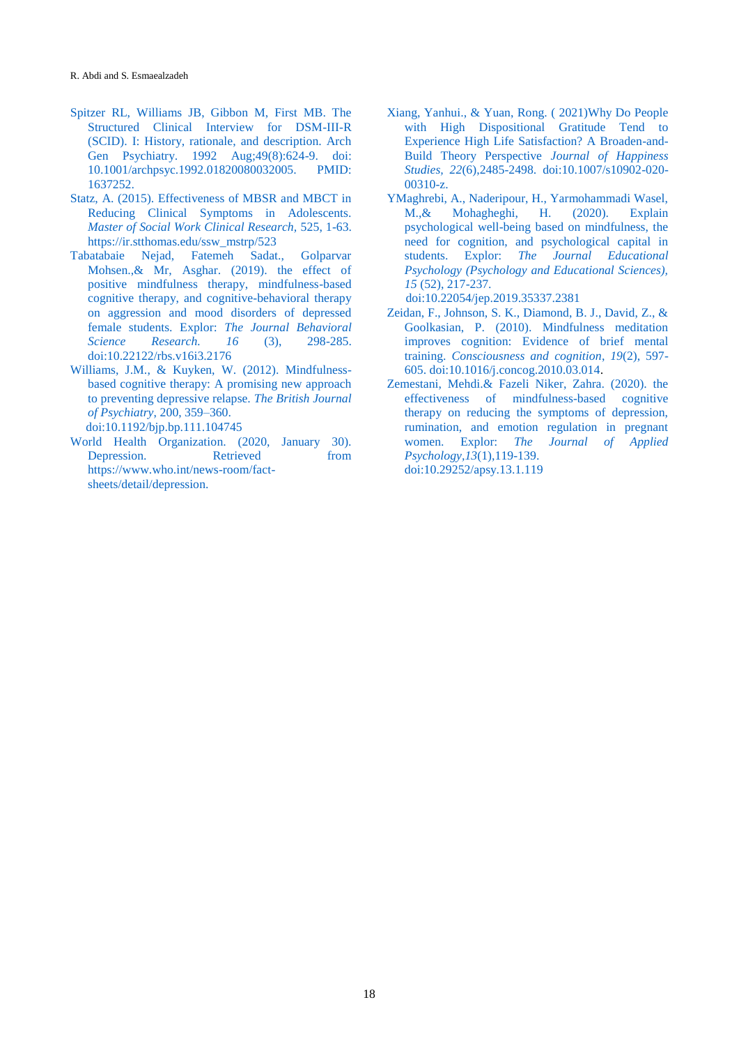Spitzer RL, Williams JB, Gibbon M, First MB. The Structured Clinical Interview for DSM-III-R (SCID). I: History, rationale, and description. Arch Gen Psychiatry. 1992 Aug;49(8):624-9. doi: 10.1001/archpsyc.1992.01820080032005. PMID: 1637252.

Statz, A. (2015). Effectiveness of MBSR and MBCT in Reducing Clinical Symptoms in Adolescents. *Master of Social Work Clinical Research*, 525, 1-63. https://ir.stthomas.edu/ssw_mstrp/523

Tabatabaie Nejad, Fatemeh Sadat., Golparvar Mohsen.,& Mr, Asghar. (2019). the effect of positive mindfulness therapy, mindfulness-based cognitive therapy, and cognitive-behavioral therapy on aggression and mood disorders of depressed female students. Explor: *The Journal Behavioral Science Research. 16* (3), 298-285. doi:10.22122/rbs.v16i3.2176

Williams, J.M., & Kuyken, W. (2012). Mindfulness-based cognitive therapy: A promising new approach to preventing depressive relapse. *The British Journal of Psychiatry*, 200, 359–360. doi:10.1192/bjp.bp.111.104745

World Health Organization. (2020, January 30). Depression. Retrieved from https://www.who.int/news-room/fact-sheets/detail/depression.

Xiang, Yanhui., & Yuan, Rong. ( 2021)Why Do People with High Dispositional Gratitude Tend to Experience High Life Satisfaction? A Broaden-and-Build Theory Perspective *Journal of Happiness Studies*, *22*(6),2485-2498. doi:10.1007/s10902-020-00310-z.

YMaghrebi, A., Naderipour, H., Yarmohammadi Wasel, M.,& Mohagheghi, H. (2020). Explain psychological well-being based on mindfulness, the need for cognition, and psychological capital in students. Explor: *The Journal Educational Psychology (Psychology and Educational Sciences), 15* (52), 217-237. doi:10.22054/jep.2019.35337.2381

Zeidan, F., Johnson, S. K., Diamond, B. J., David, Z., & Goolkasian, P. (2010). Mindfulness meditation improves cognition: Evidence of brief mental training. *Consciousness and cognition*, *19*(2), 597-605. doi:10.1016/j.concog.2010.03.014.

Zemestani, Mehdi.& Fazeli Niker, Zahra. (2020). the effectiveness of mindfulness-based cognitive therapy on reducing the symptoms of depression, rumination, and emotion regulation in pregnant women. Explor: *The Journal of Applied Psychology,13*(1),119-139. doi:10.29252/apsy.13.1.119